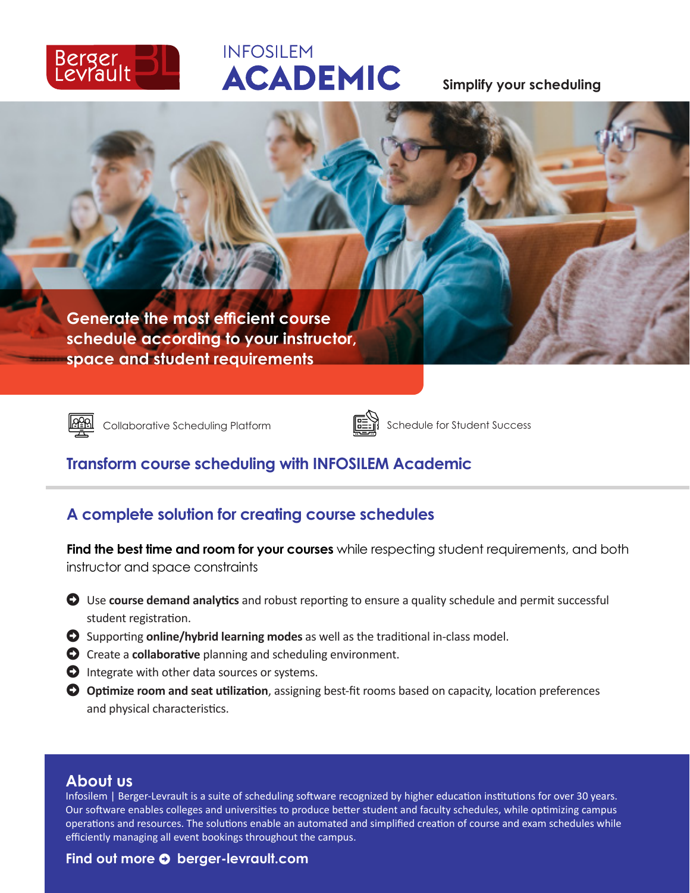Berger Levrault

# INFOSILEM ACADEMIC

**Simplify your scheduling**

**Generate the most efficient course schedule according to your instructor, space and student requirements**

Collaborative Scheduling Platform

Schedule for Student Success

## Transform course scheduling with INFOSILEM Academic

## A complete solution for creating course schedules

**Find the best time and room for your courses** while respecting student requirements, and both instructor and space constraints

- Use **course demand analytics** and robust reporting to ensure a quality schedule and permit successful student registration.
- Supporting **online/hybrid learning modes** as well as the traditional in-class model.
- Create a **collaborative** planning and scheduling environment.
- Integrate with other data sources or systems.
- **Optimize room and seat utilization**, assigning best-fit rooms based on capacity, location preferences and physical characteristics.

## About us

Infosilem | Berger-Levrault is a suite of scheduling software recognized by higher education institutions for over 30 years. Our software enables colleges and universities to produce better student and faculty schedules, while optimizing campus operations and resources. The solutions enable an automated and simplified creation of course and exam schedules while efficiently managing all event bookings throughout the campus.

**Find out more ➔ berger-levrault.com**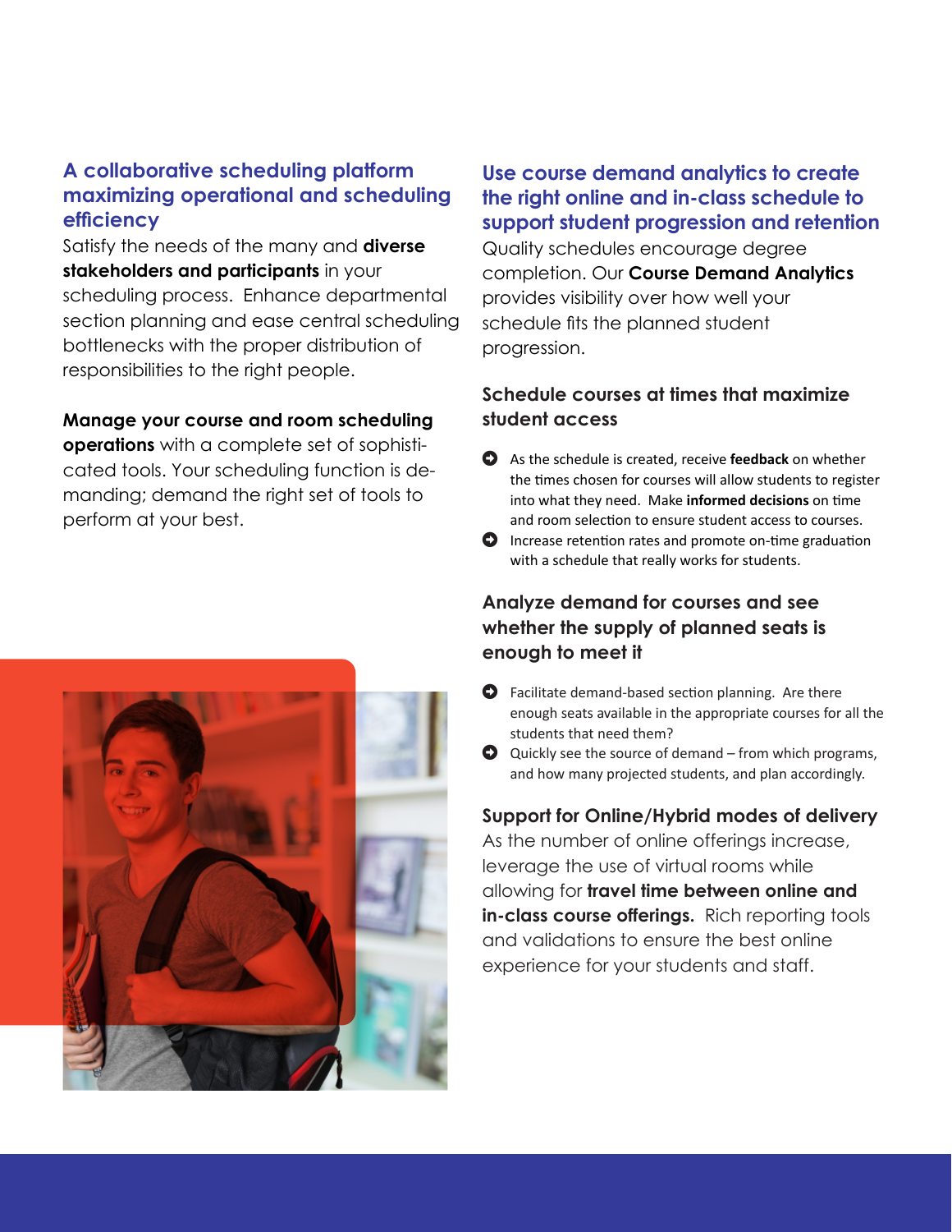## A collaborative scheduling platform maximizing operational and scheduling efficiency

Satisfy the needs of the many and **diverse stakeholders and participants** in your scheduling process. Enhance departmental section planning and ease central scheduling bottlenecks with the proper distribution of responsibilities to the right people.

**Manage your course and room scheduling operations** with a complete set of sophisticated tools. Your scheduling function is demanding; demand the right set of tools to perform at your best.

## Use course demand analytics to create the right online and in-class schedule to support student progression and retention

Quality schedules encourage degree completion. Our **Course Demand Analytics** provides visibility over how well your schedule fits the planned student progression.

### Schedule courses at times that maximize student access

- As the schedule is created, receive **feedback** on whether the times chosen for courses will allow students to register into what they need. Make **informed decisions** on time and room selection to ensure student access to courses.
- Increase retention rates and promote on-time graduation with a schedule that really works for students.

### Analyze demand for courses and see whether the supply of planned seats is enough to meet it

- Facilitate demand-based section planning. Are there enough seats available in the appropriate courses for all the students that need them?
- Quickly see the source of demand – from which programs, and how many projected students, and plan accordingly.

### Support for Online/Hybrid modes of delivery

As the number of online offerings increase, leverage the use of virtual rooms while allowing for **travel time between online and in-class course offerings.** Rich reporting tools and validations to ensure the best online experience for your students and staff.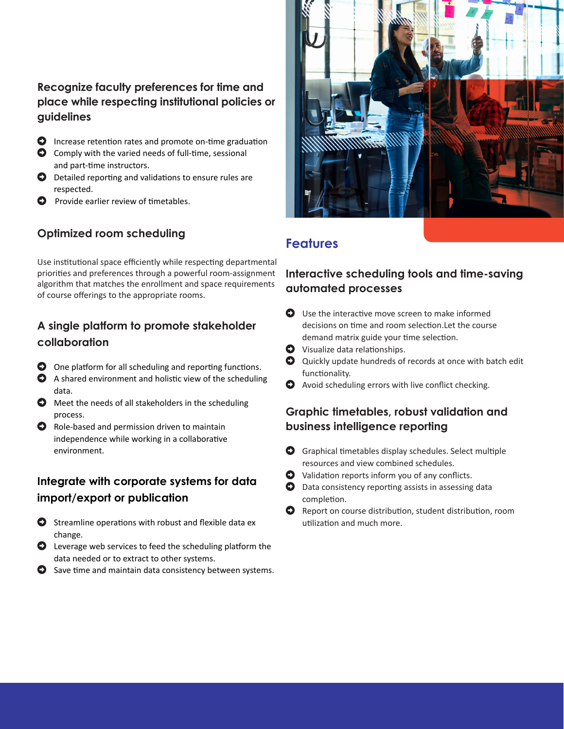### Recognize faculty preferences for time and place while respecting institutional policies or guidelines

- Increase retention rates and promote on-time graduation
- Comply with the varied needs of full-time, sessional and part-time instructors.
- Detailed reporting and validations to ensure rules are respected.
- Provide earlier review of timetables.

### Optimized room scheduling

Use institutional space efficiently while respecting departmental priorities and preferences through a powerful room-assignment algorithm that matches the enrollment and space requirements of course offerings to the appropriate rooms.

### A single platform to promote stakeholder collaboration

- One platform for all scheduling and reporting functions.
- A shared environment and holistic view of the scheduling data.
- Meet the needs of all stakeholders in the scheduling process.
- Role-based and permission driven to maintain independence while working in a collaborative environment.

### Integrate with corporate systems for data import/export or publication

- Streamline operations with robust and flexible data ex change.
- Leverage web services to feed the scheduling platform the data needed or to extract to other systems.
- Save time and maintain data consistency between systems.

## Features

### Interactive scheduling tools and time-saving automated processes

- Use the interactive move screen to make informed decisions on time and room selection.Let the course demand matrix guide your time selection.
- Visualize data relationships.
- Quickly update hundreds of records at once with batch edit functionality.
- Avoid scheduling errors with live conflict checking.

### Graphic timetables, robust validation and business intelligence reporting

- Graphical timetables display schedules. Select multiple resources and view combined schedules.
- Validation reports inform you of any conflicts.
- Data consistency reporting assists in assessing data completion.
- Report on course distribution, student distribution, room utilization and much more.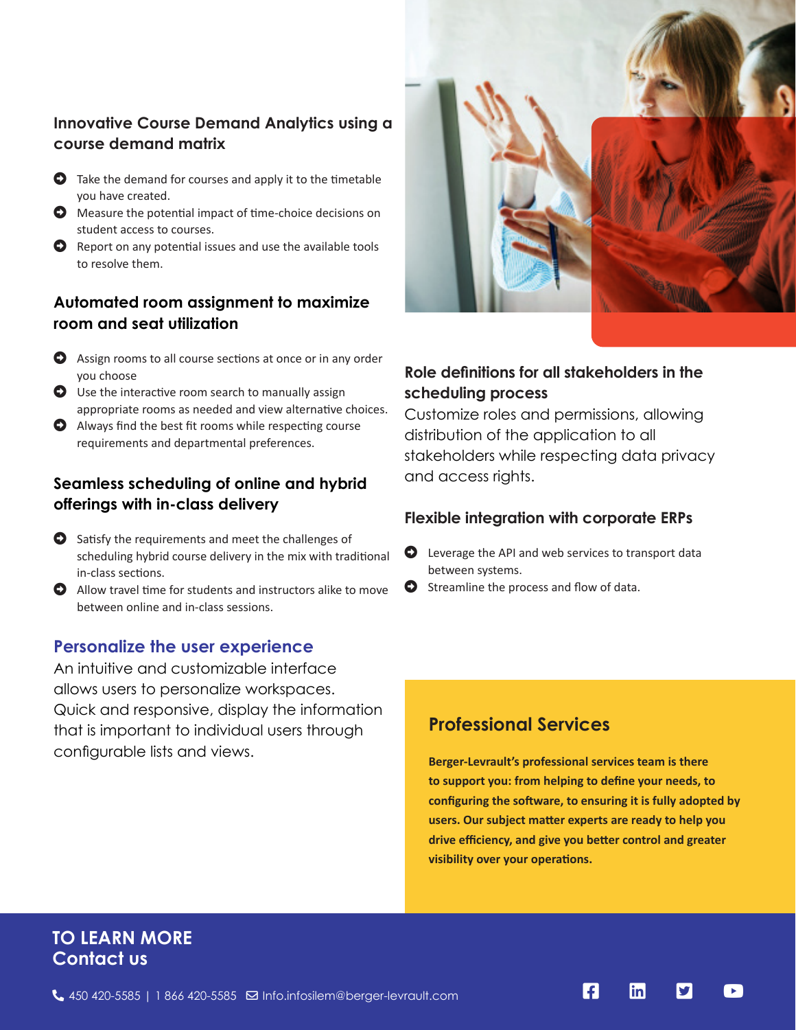### Innovative Course Demand Analytics using a course demand matrix

- Take the demand for courses and apply it to the timetable you have created.
- Measure the potential impact of time-choice decisions on student access to courses.
- Report on any potential issues and use the available tools to resolve them.

### Automated room assignment to maximize room and seat utilization

- Assign rooms to all course sections at once or in any order you choose
- Use the interactive room search to manually assign appropriate rooms as needed and view alternative choices.
- Always find the best fit rooms while respecting course requirements and departmental preferences.

### Seamless scheduling of online and hybrid offerings with in-class delivery

- Satisfy the requirements and meet the challenges of scheduling hybrid course delivery in the mix with traditional in-class sections.
- Allow travel time for students and instructors alike to move between online and in-class sessions.

### Personalize the user experience

An intuitive and customizable interface allows users to personalize workspaces. Quick and responsive, display the information that is important to individual users through configurable lists and views.

### Role definitions for all stakeholders in the scheduling process

Customize roles and permissions, allowing distribution of the application to all stakeholders while respecting data privacy and access rights.

### Flexible integration with corporate ERPs

- Leverage the API and web services to transport data between systems.
- Streamline the process and flow of data.

## Professional Services

**Berger-Levrault's professional services team is there to support you: from helping to define your needs, to configuring the software, to ensuring it is fully adopted by users. Our subject matter experts are ready to help you drive efficiency, and give you better control and greater visibility over your operations.**

## TO LEARN MORE
## Contact us

450 420-5585 | 1 866 420-5585 Info.infosilem@berger-levrault.com